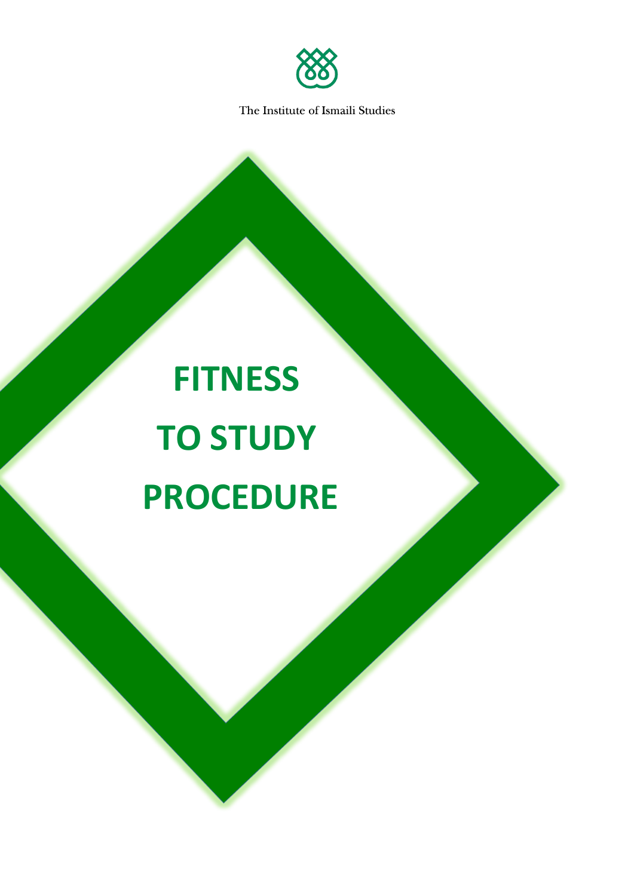The Institute of Ismaili Studies

# FITNESS TO STUDY PROCEDURE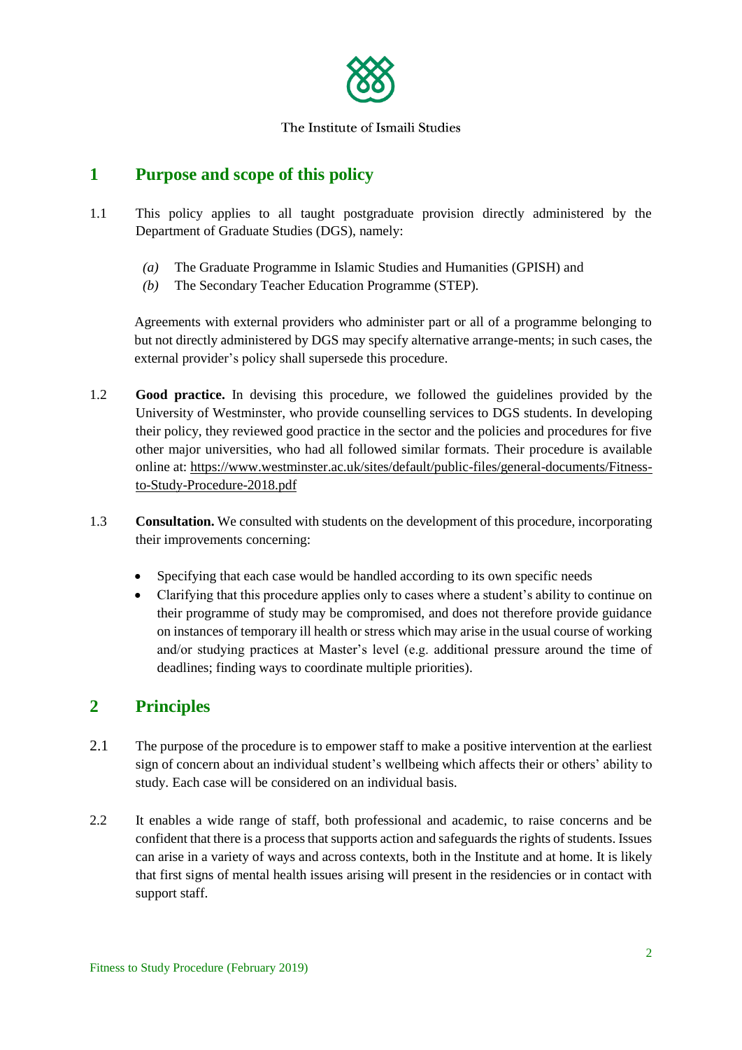The Institute of Ismaili Studies

## 1 Purpose and scope of this policy

1.1 This policy applies to all taught postgraduate provision directly administered by the Department of Graduate Studies (DGS), namely:

*(a)* The Graduate Programme in Islamic Studies and Humanities (GPISH) and
*(b)* The Secondary Teacher Education Programme (STEP).

Agreements with external providers who administer part or all of a programme belonging to but not directly administered by DGS may specify alternative arrange-ments; in such cases, the external provider's policy shall supersede this procedure.

1.2 **Good practice.** In devising this procedure, we followed the guidelines provided by the University of Westminster, who provide counselling services to DGS students. In developing their policy, they reviewed good practice in the sector and the policies and procedures for five other major universities, who had all followed similar formats. Their procedure is available online at: https://www.westminster.ac.uk/sites/default/public-files/general-documents/Fitness-to-Study-Procedure-2018.pdf

1.3 **Consultation.** We consulted with students on the development of this procedure, incorporating their improvements concerning:

- Specifying that each case would be handled according to its own specific needs
- Clarifying that this procedure applies only to cases where a student's ability to continue on their programme of study may be compromised, and does not therefore provide guidance on instances of temporary ill health or stress which may arise in the usual course of working and/or studying practices at Master's level (e.g. additional pressure around the time of deadlines; finding ways to coordinate multiple priorities).

## 2 Principles

2.1 The purpose of the procedure is to empower staff to make a positive intervention at the earliest sign of concern about an individual student's wellbeing which affects their or others' ability to study. Each case will be considered on an individual basis.

2.2 It enables a wide range of staff, both professional and academic, to raise concerns and be confident that there is a process that supports action and safeguards the rights of students. Issues can arise in a variety of ways and across contexts, both in the Institute and at home. It is likely that first signs of mental health issues arising will present in the residencies or in contact with support staff.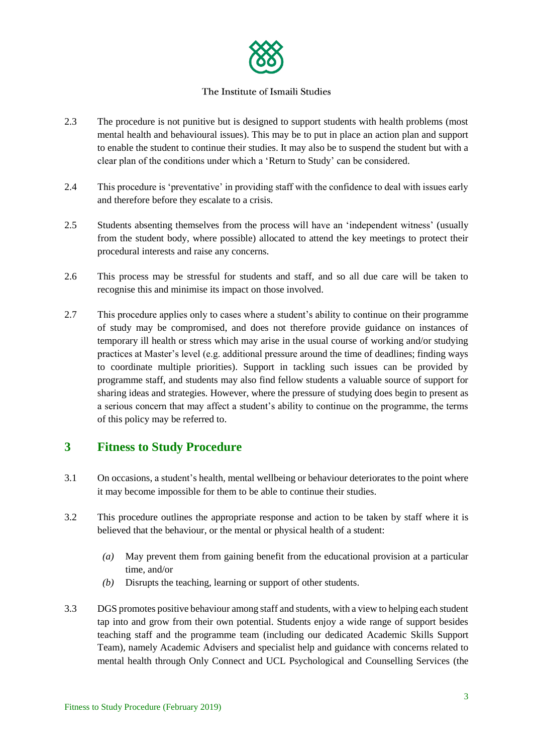2.3 The procedure is not punitive but is designed to support students with health problems (most mental health and behavioural issues). This may be to put in place an action plan and support to enable the student to continue their studies. It may also be to suspend the student but with a clear plan of the conditions under which a 'Return to Study' can be considered.

2.4 This procedure is 'preventative' in providing staff with the confidence to deal with issues early and therefore before they escalate to a crisis.

2.5 Students absenting themselves from the process will have an 'independent witness' (usually from the student body, where possible) allocated to attend the key meetings to protect their procedural interests and raise any concerns.

2.6 This process may be stressful for students and staff, and so all due care will be taken to recognise this and minimise its impact on those involved.

2.7 This procedure applies only to cases where a student's ability to continue on their programme of study may be compromised, and does not therefore provide guidance on instances of temporary ill health or stress which may arise in the usual course of working and/or studying practices at Master's level (e.g. additional pressure around the time of deadlines; finding ways to coordinate multiple priorities). Support in tackling such issues can be provided by programme staff, and students may also find fellow students a valuable source of support for sharing ideas and strategies. However, where the pressure of studying does begin to present as a serious concern that may affect a student's ability to continue on the programme, the terms of this policy may be referred to.

## 3 Fitness to Study Procedure

3.1 On occasions, a student's health, mental wellbeing or behaviour deteriorates to the point where it may become impossible for them to be able to continue their studies.

3.2 This procedure outlines the appropriate response and action to be taken by staff where it is believed that the behaviour, or the mental or physical health of a student:

*(a)* May prevent them from gaining benefit from the educational provision at a particular time, and/or

*(b)* Disrupts the teaching, learning or support of other students.

3.3 DGS promotes positive behaviour among staff and students, with a view to helping each student tap into and grow from their own potential. Students enjoy a wide range of support besides teaching staff and the programme team (including our dedicated Academic Skills Support Team), namely Academic Advisers and specialist help and guidance with concerns related to mental health through Only Connect and UCL Psychological and Counselling Services (the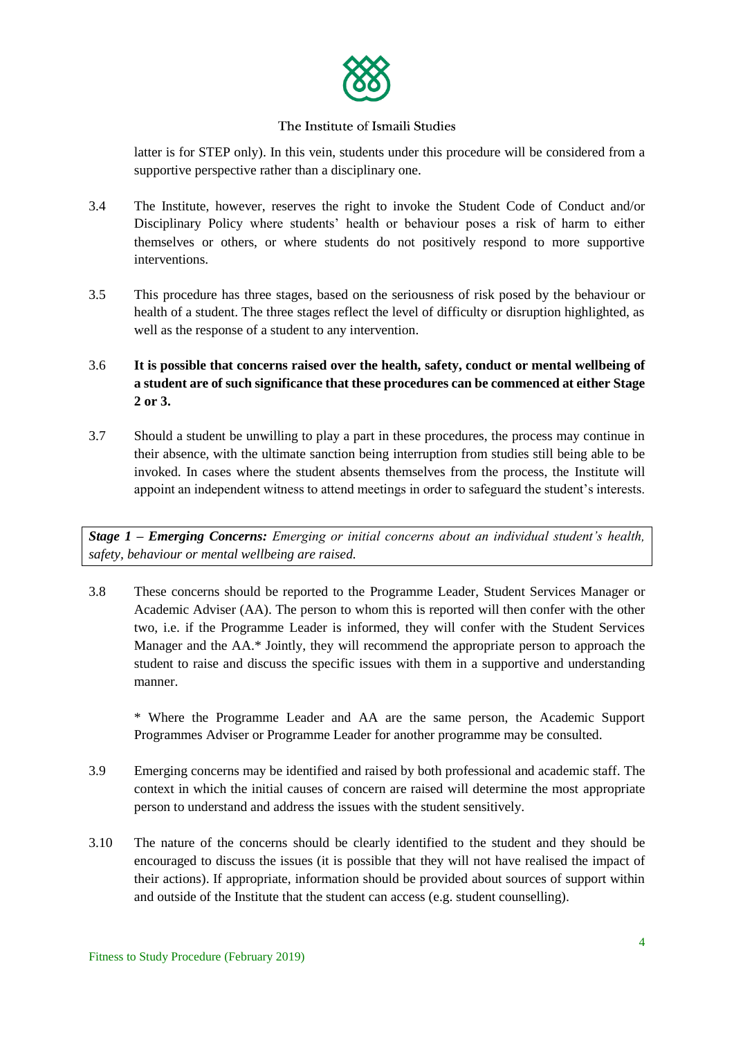latter is for STEP only). In this vein, students under this procedure will be considered from a supportive perspective rather than a disciplinary one.

3.4 The Institute, however, reserves the right to invoke the Student Code of Conduct and/or Disciplinary Policy where students' health or behaviour poses a risk of harm to either themselves or others, or where students do not positively respond to more supportive interventions.

3.5 This procedure has three stages, based on the seriousness of risk posed by the behaviour or health of a student. The three stages reflect the level of difficulty or disruption highlighted, as well as the response of a student to any intervention.

3.6 **It is possible that concerns raised over the health, safety, conduct or mental wellbeing of a student are of such significance that these procedures can be commenced at either Stage 2 or 3.**

3.7 Should a student be unwilling to play a part in these procedures, the process may continue in their absence, with the ultimate sanction being interruption from studies still being able to be invoked. In cases where the student absents themselves from the process, the Institute will appoint an independent witness to attend meetings in order to safeguard the student's interests.

***Stage 1 – Emerging Concerns:*** *Emerging or initial concerns about an individual student's health, safety, behaviour or mental wellbeing are raised.*

3.8 These concerns should be reported to the Programme Leader, Student Services Manager or Academic Adviser (AA). The person to whom this is reported will then confer with the other two, i.e. if the Programme Leader is informed, they will confer with the Student Services Manager and the AA.* Jointly, they will recommend the appropriate person to approach the student to raise and discuss the specific issues with them in a supportive and understanding manner.

\* Where the Programme Leader and AA are the same person, the Academic Support Programmes Adviser or Programme Leader for another programme may be consulted.

3.9 Emerging concerns may be identified and raised by both professional and academic staff. The context in which the initial causes of concern are raised will determine the most appropriate person to understand and address the issues with the student sensitively.

3.10 The nature of the concerns should be clearly identified to the student and they should be encouraged to discuss the issues (it is possible that they will not have realised the impact of their actions). If appropriate, information should be provided about sources of support within and outside of the Institute that the student can access (e.g. student counselling).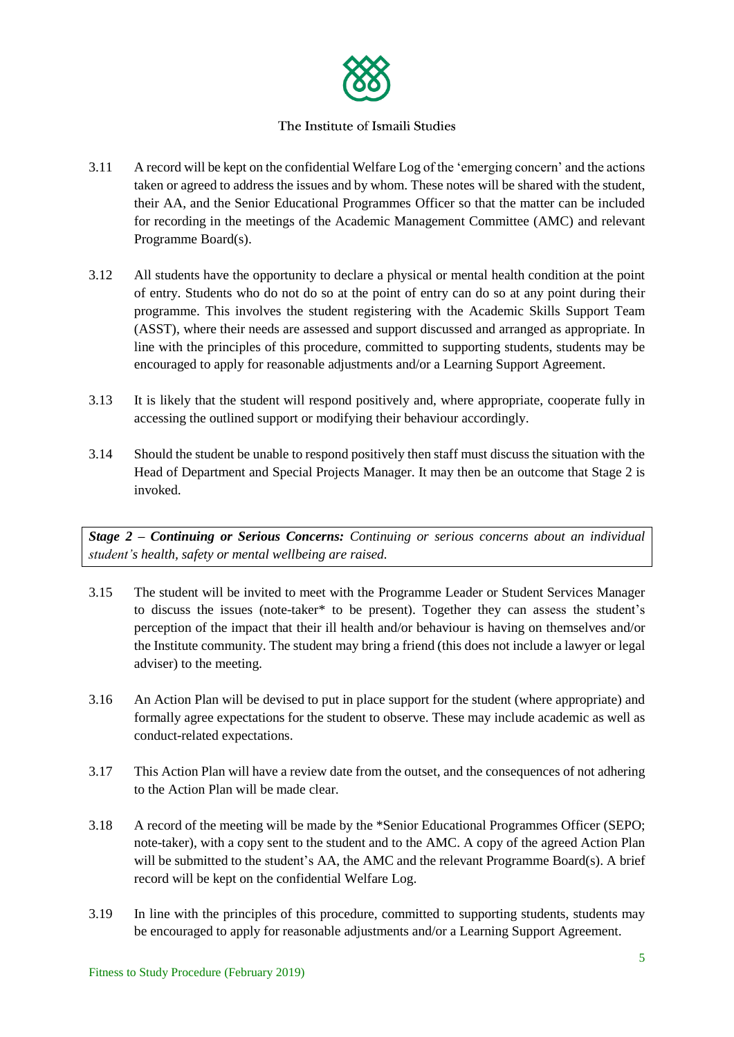3.11 A record will be kept on the confidential Welfare Log of the 'emerging concern' and the actions taken or agreed to address the issues and by whom. These notes will be shared with the student, their AA, and the Senior Educational Programmes Officer so that the matter can be included for recording in the meetings of the Academic Management Committee (AMC) and relevant Programme Board(s).

3.12 All students have the opportunity to declare a physical or mental health condition at the point of entry. Students who do not do so at the point of entry can do so at any point during their programme. This involves the student registering with the Academic Skills Support Team (ASST), where their needs are assessed and support discussed and arranged as appropriate. In line with the principles of this procedure, committed to supporting students, students may be encouraged to apply for reasonable adjustments and/or a Learning Support Agreement.

3.13 It is likely that the student will respond positively and, where appropriate, cooperate fully in accessing the outlined support or modifying their behaviour accordingly.

3.14 Should the student be unable to respond positively then staff must discuss the situation with the Head of Department and Special Projects Manager. It may then be an outcome that Stage 2 is invoked.

***Stage 2 – Continuing or Serious Concerns:*** *Continuing or serious concerns about an individual student's health, safety or mental wellbeing are raised.*

3.15 The student will be invited to meet with the Programme Leader or Student Services Manager to discuss the issues (note-taker* to be present). Together they can assess the student's perception of the impact that their ill health and/or behaviour is having on themselves and/or the Institute community. The student may bring a friend (this does not include a lawyer or legal adviser) to the meeting.

3.16 An Action Plan will be devised to put in place support for the student (where appropriate) and formally agree expectations for the student to observe. These may include academic as well as conduct-related expectations.

3.17 This Action Plan will have a review date from the outset, and the consequences of not adhering to the Action Plan will be made clear.

3.18 A record of the meeting will be made by the *Senior Educational Programmes Officer (SEPO; note-taker), with a copy sent to the student and to the AMC. A copy of the agreed Action Plan will be submitted to the student's AA, the AMC and the relevant Programme Board(s). A brief record will be kept on the confidential Welfare Log.

3.19 In line with the principles of this procedure, committed to supporting students, students may be encouraged to apply for reasonable adjustments and/or a Learning Support Agreement.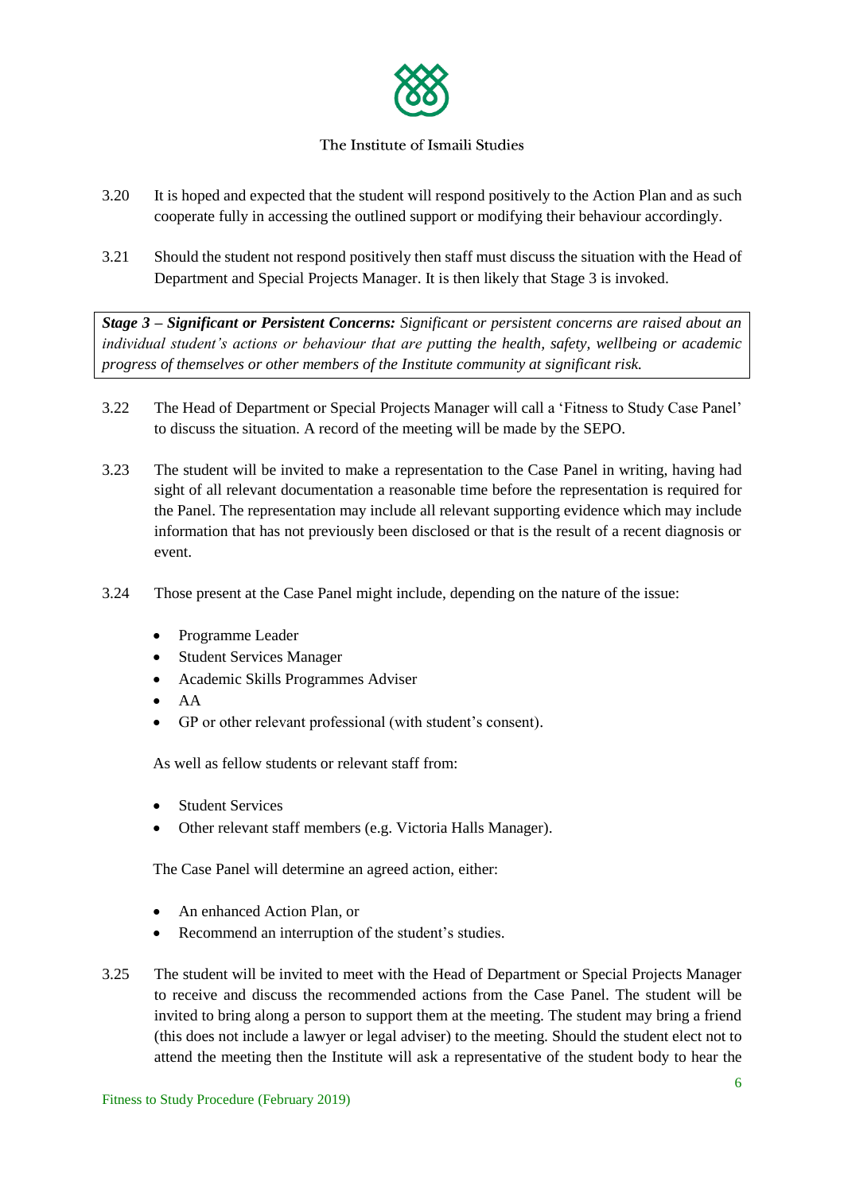3.20 It is hoped and expected that the student will respond positively to the Action Plan and as such cooperate fully in accessing the outlined support or modifying their behaviour accordingly.

3.21 Should the student not respond positively then staff must discuss the situation with the Head of Department and Special Projects Manager. It is then likely that Stage 3 is invoked.

> ***Stage 3 – Significant or Persistent Concerns:*** *Significant or persistent concerns are raised about an individual student's actions or behaviour that are putting the health, safety, wellbeing or academic progress of themselves or other members of the Institute community at significant risk.*

3.22 The Head of Department or Special Projects Manager will call a 'Fitness to Study Case Panel' to discuss the situation. A record of the meeting will be made by the SEPO.

3.23 The student will be invited to make a representation to the Case Panel in writing, having had sight of all relevant documentation a reasonable time before the representation is required for the Panel. The representation may include all relevant supporting evidence which may include information that has not previously been disclosed or that is the result of a recent diagnosis or event.

3.24 Those present at the Case Panel might include, depending on the nature of the issue:

- Programme Leader
- Student Services Manager
- Academic Skills Programmes Adviser
- AA
- GP or other relevant professional (with student's consent).

As well as fellow students or relevant staff from:

- Student Services
- Other relevant staff members (e.g. Victoria Halls Manager).

The Case Panel will determine an agreed action, either:

- An enhanced Action Plan, or
- Recommend an interruption of the student's studies.

3.25 The student will be invited to meet with the Head of Department or Special Projects Manager to receive and discuss the recommended actions from the Case Panel. The student will be invited to bring along a person to support them at the meeting. The student may bring a friend (this does not include a lawyer or legal adviser) to the meeting. Should the student elect not to attend the meeting then the Institute will ask a representative of the student body to hear the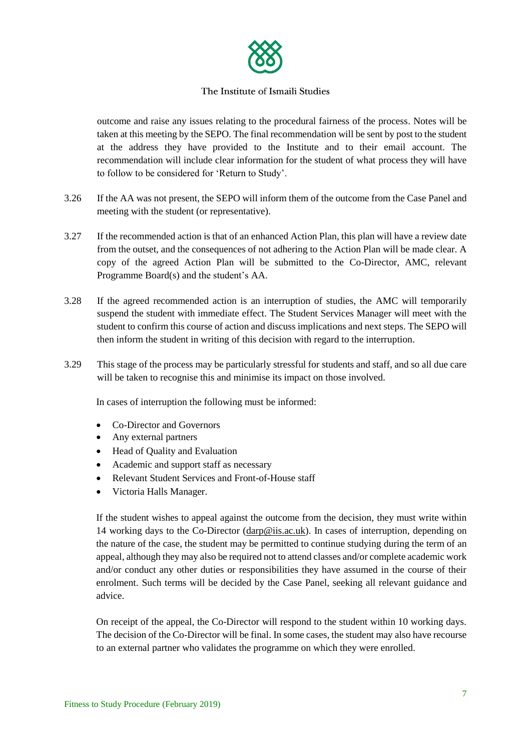outcome and raise any issues relating to the procedural fairness of the process. Notes will be taken at this meeting by the SEPO. The final recommendation will be sent by post to the student at the address they have provided to the Institute and to their email account. The recommendation will include clear information for the student of what process they will have to follow to be considered for 'Return to Study'.

3.26 If the AA was not present, the SEPO will inform them of the outcome from the Case Panel and meeting with the student (or representative).

3.27 If the recommended action is that of an enhanced Action Plan, this plan will have a review date from the outset, and the consequences of not adhering to the Action Plan will be made clear. A copy of the agreed Action Plan will be submitted to the Co-Director, AMC, relevant Programme Board(s) and the student's AA.

3.28 If the agreed recommended action is an interruption of studies, the AMC will temporarily suspend the student with immediate effect. The Student Services Manager will meet with the student to confirm this course of action and discuss implications and next steps. The SEPO will then inform the student in writing of this decision with regard to the interruption.

3.29 This stage of the process may be particularly stressful for students and staff, and so all due care will be taken to recognise this and minimise its impact on those involved.

In cases of interruption the following must be informed:

- Co-Director and Governors
- Any external partners
- Head of Quality and Evaluation
- Academic and support staff as necessary
- Relevant Student Services and Front-of-House staff
- Victoria Halls Manager.

If the student wishes to appeal against the outcome from the decision, they must write within 14 working days to the Co-Director (darp@iis.ac.uk). In cases of interruption, depending on the nature of the case, the student may be permitted to continue studying during the term of an appeal, although they may also be required not to attend classes and/or complete academic work and/or conduct any other duties or responsibilities they have assumed in the course of their enrolment. Such terms will be decided by the Case Panel, seeking all relevant guidance and advice.

On receipt of the appeal, the Co-Director will respond to the student within 10 working days. The decision of the Co-Director will be final. In some cases, the student may also have recourse to an external partner who validates the programme on which they were enrolled.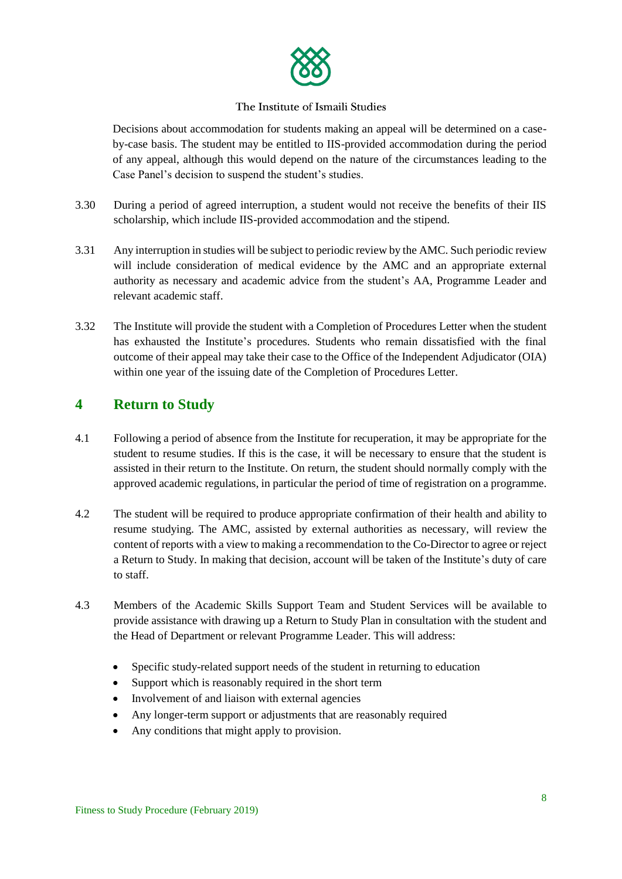Decisions about accommodation for students making an appeal will be determined on a case-by-case basis. The student may be entitled to IIS-provided accommodation during the period of any appeal, although this would depend on the nature of the circumstances leading to the Case Panel's decision to suspend the student's studies.

3.30 During a period of agreed interruption, a student would not receive the benefits of their IIS scholarship, which include IIS-provided accommodation and the stipend.

3.31 Any interruption in studies will be subject to periodic review by the AMC. Such periodic review will include consideration of medical evidence by the AMC and an appropriate external authority as necessary and academic advice from the student's AA, Programme Leader and relevant academic staff.

3.32 The Institute will provide the student with a Completion of Procedures Letter when the student has exhausted the Institute's procedures. Students who remain dissatisfied with the final outcome of their appeal may take their case to the Office of the Independent Adjudicator (OIA) within one year of the issuing date of the Completion of Procedures Letter.

## 4 Return to Study

4.1 Following a period of absence from the Institute for recuperation, it may be appropriate for the student to resume studies. If this is the case, it will be necessary to ensure that the student is assisted in their return to the Institute. On return, the student should normally comply with the approved academic regulations, in particular the period of time of registration on a programme.

4.2 The student will be required to produce appropriate confirmation of their health and ability to resume studying. The AMC, assisted by external authorities as necessary, will review the content of reports with a view to making a recommendation to the Co-Director to agree or reject a Return to Study. In making that decision, account will be taken of the Institute's duty of care to staff.

4.3 Members of the Academic Skills Support Team and Student Services will be available to provide assistance with drawing up a Return to Study Plan in consultation with the student and the Head of Department or relevant Programme Leader. This will address:

- Specific study-related support needs of the student in returning to education
- Support which is reasonably required in the short term
- Involvement of and liaison with external agencies
- Any longer-term support or adjustments that are reasonably required
- Any conditions that might apply to provision.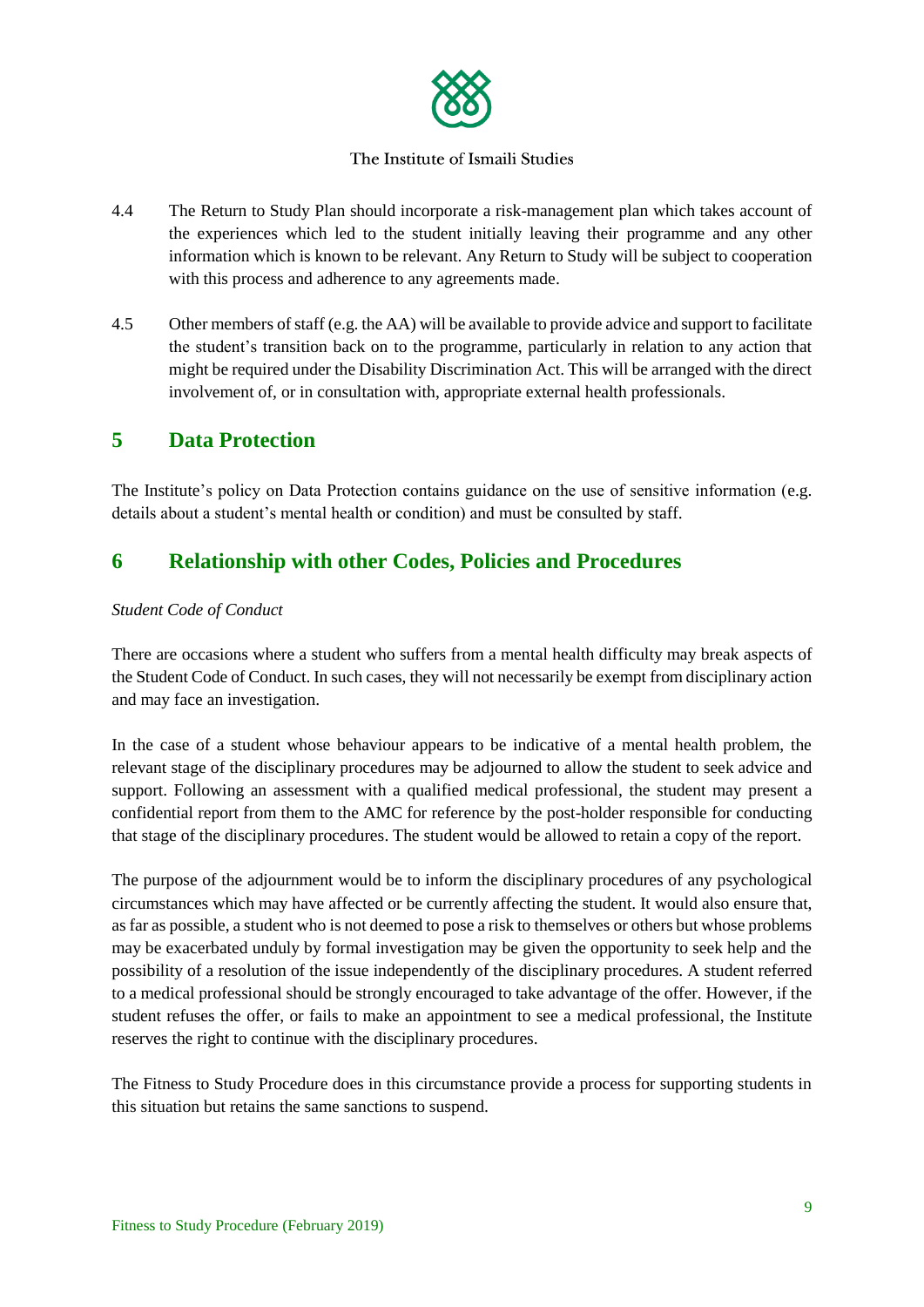4.4 The Return to Study Plan should incorporate a risk-management plan which takes account of the experiences which led to the student initially leaving their programme and any other information which is known to be relevant. Any Return to Study will be subject to cooperation with this process and adherence to any agreements made.

4.5 Other members of staff (e.g. the AA) will be available to provide advice and support to facilitate the student's transition back on to the programme, particularly in relation to any action that might be required under the Disability Discrimination Act. This will be arranged with the direct involvement of, or in consultation with, appropriate external health professionals.

## 5 Data Protection

The Institute's policy on Data Protection contains guidance on the use of sensitive information (e.g. details about a student's mental health or condition) and must be consulted by staff.

## 6 Relationship with other Codes, Policies and Procedures

*Student Code of Conduct*

There are occasions where a student who suffers from a mental health difficulty may break aspects of the Student Code of Conduct. In such cases, they will not necessarily be exempt from disciplinary action and may face an investigation.

In the case of a student whose behaviour appears to be indicative of a mental health problem, the relevant stage of the disciplinary procedures may be adjourned to allow the student to seek advice and support. Following an assessment with a qualified medical professional, the student may present a confidential report from them to the AMC for reference by the post-holder responsible for conducting that stage of the disciplinary procedures. The student would be allowed to retain a copy of the report.

The purpose of the adjournment would be to inform the disciplinary procedures of any psychological circumstances which may have affected or be currently affecting the student. It would also ensure that, as far as possible, a student who is not deemed to pose a risk to themselves or others but whose problems may be exacerbated unduly by formal investigation may be given the opportunity to seek help and the possibility of a resolution of the issue independently of the disciplinary procedures. A student referred to a medical professional should be strongly encouraged to take advantage of the offer. However, if the student refuses the offer, or fails to make an appointment to see a medical professional, the Institute reserves the right to continue with the disciplinary procedures.

The Fitness to Study Procedure does in this circumstance provide a process for supporting students in this situation but retains the same sanctions to suspend.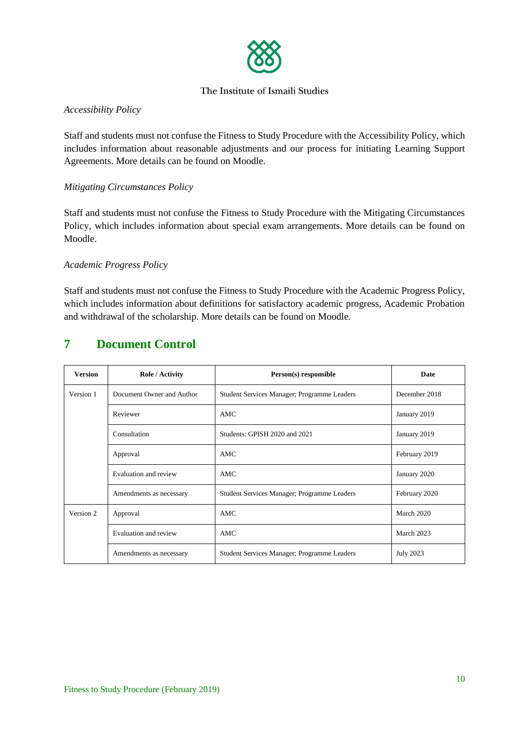*Accessibility Policy*

Staff and students must not confuse the Fitness to Study Procedure with the Accessibility Policy, which includes information about reasonable adjustments and our process for initiating Learning Support Agreements. More details can be found on Moodle.

*Mitigating Circumstances Policy*

Staff and students must not confuse the Fitness to Study Procedure with the Mitigating Circumstances Policy, which includes information about special exam arrangements. More details can be found on Moodle.

*Academic Progress Policy*

Staff and students must not confuse the Fitness to Study Procedure with the Academic Progress Policy, which includes information about definitions for satisfactory academic progress, Academic Probation and withdrawal of the scholarship. More details can be found on Moodle.

# 7 Document Control

| Version | Role / Activity | Person(s) responsible | Date |
|---|---|---|---|
| Version 1 | Document Owner and Author | Student Services Manager; Programme Leaders | December 2018 |
| | Reviewer | AMC | January 2019 |
| | Consultation | Students: GPISH 2020 and 2021 | January 2019 |
| | Approval | AMC | February 2019 |
| | Evaluation and review | AMC | January 2020 |
| | Amendments as necessary | Student Services Manager; Programme Leaders | February 2020 |
| Version 2 | Approval | AMC | March 2020 |
| | Evaluation and review | AMC | March 2023 |
| | Amendments as necessary | Student Services Manager; Programme Leaders | July 2023 |